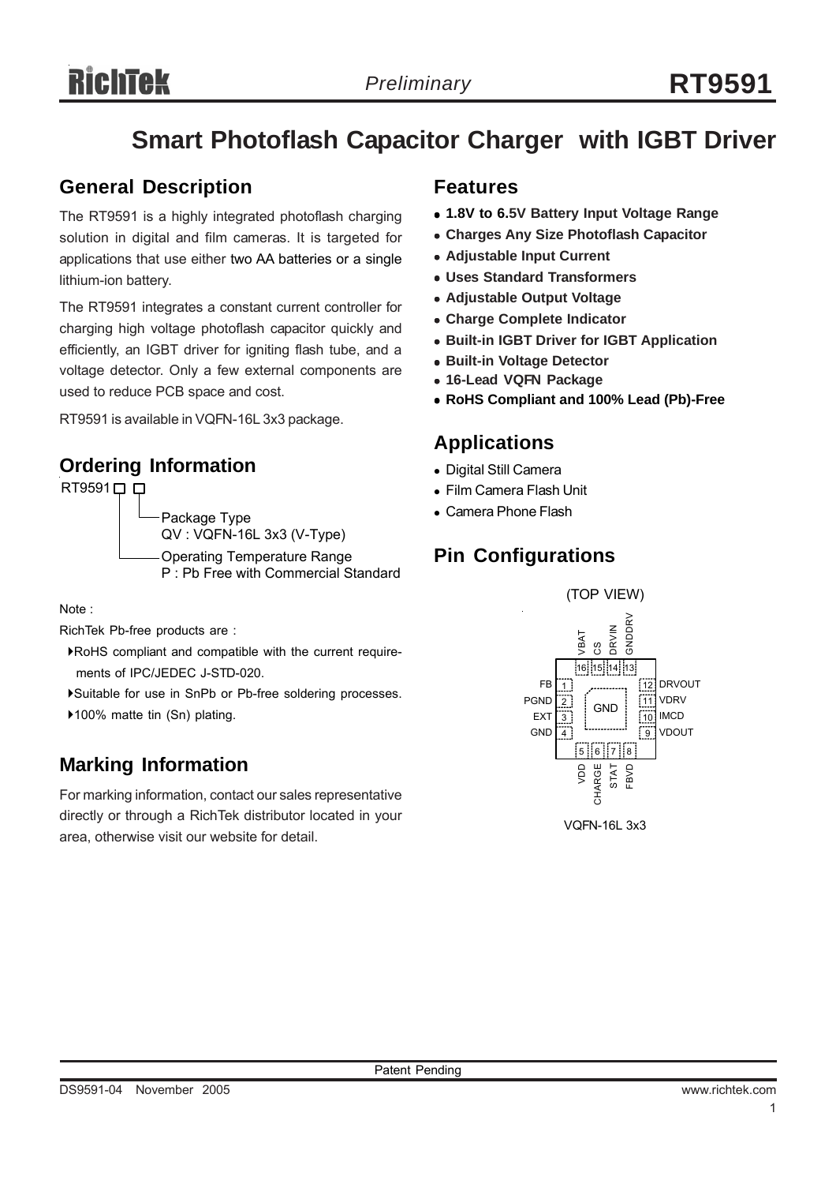# Smart Photoflash Capacitor Charger with IGBT Driver

## General Description

The RT9591 is a highly integrated photoflash charging solution in digital and film cameras. It is targeted for applications that use either two AA batteries or a single lithium-ion battery.

The RT9591 integrates a constant current controller for charging high voltage photoflash capacitor quickly and efficiently, an IGBT driver for igniting flash tube, and a voltage detector. Only a few external components are used to reduce PCB space and cost.

RT9591 is available in VQFN-16L 3x3 package.

## Ordering Information

RT9591 □ □

- Package Type
  QV : VQFN-16L 3x3 (V-Type)
- Operating Temperature Range
  P : Pb Free with Commercial Standard

Note :

RichTek Pb-free products are :

- RoHS compliant and compatible with the current requirements of IPC/JEDEC J-STD-020.
- Suitable for use in SnPb or Pb-free soldering processes.
- 100% matte tin (Sn) plating.

## Marking Information

For marking information, contact our sales representative directly or through a RichTek distributor located in your area, otherwise visit our website for detail.

## Features

- **1.8V to 6.5V Battery Input Voltage Range**
- **Charges Any Size Photoflash Capacitor**
- **Adjustable Input Current**
- **Uses Standard Transformers**
- **Adjustable Output Voltage**
- **Charge Complete Indicator**
- **Built-in IGBT Driver for IGBT Application**
- **Built-in Voltage Detector**
- **16-Lead VQFN Package**
- **RoHS Compliant and 100% Lead (Pb)-Free**

## Applications

- Digital Still Camera
- Film Camera Flash Unit
- Camera Phone Flash

## Pin Configurations

(TOP VIEW)

| Pin | Name |
|---|---|
| 1 | FB |
| 2 | PGND |
| 3 | EXT |
| 4 | GND |
| 5 | VDD |
| 6 | CHARGE |
| 7 | STAT |
| 8 | FBVD |
| 9 | VDOUT |
| 10 | IMCD |
| 11 | VDRV |
| 12 | DRVOUT |
| 13 | GNDDRV |
| 14 | DRVIN |
| 15 | CS |
| 16 | VBAT |
| Exposed pad | GND |

VQFN-16L 3x3

Patent Pending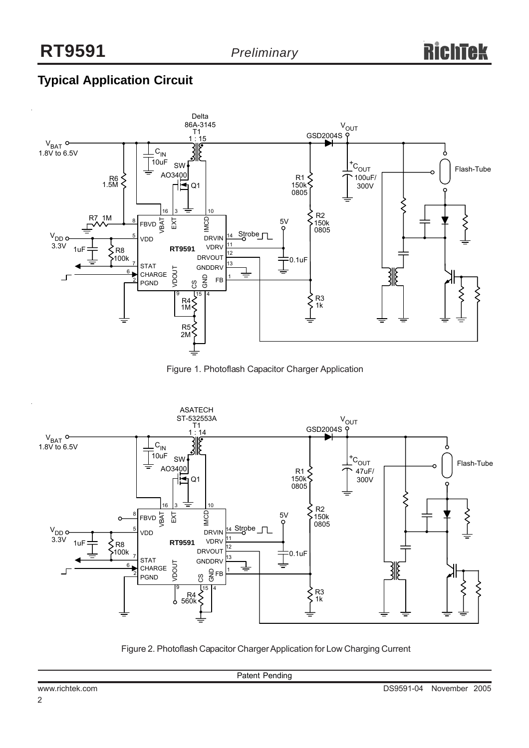## Typical Application Circuit

Figure 1. Photoflash Capacitor Charger Application

Figure 2. Photoflash Capacitor Charger Application for Low Charging Current

Patent Pending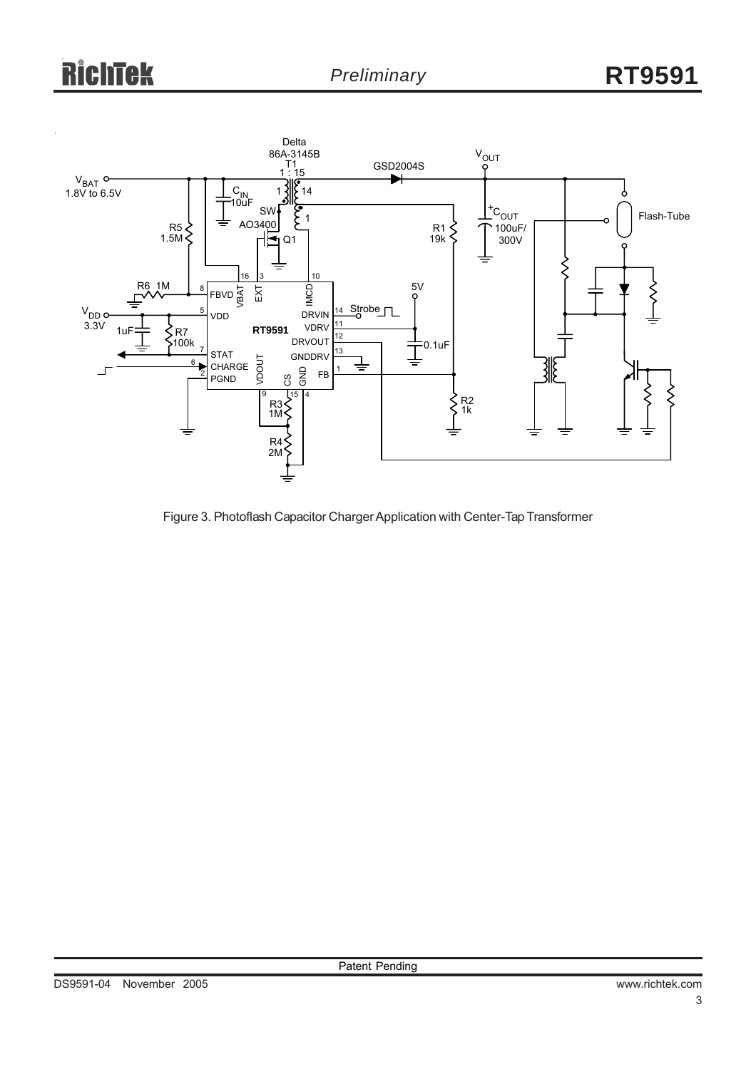Figure 3. Photoflash Capacitor Charger Application with Center-Tap Transformer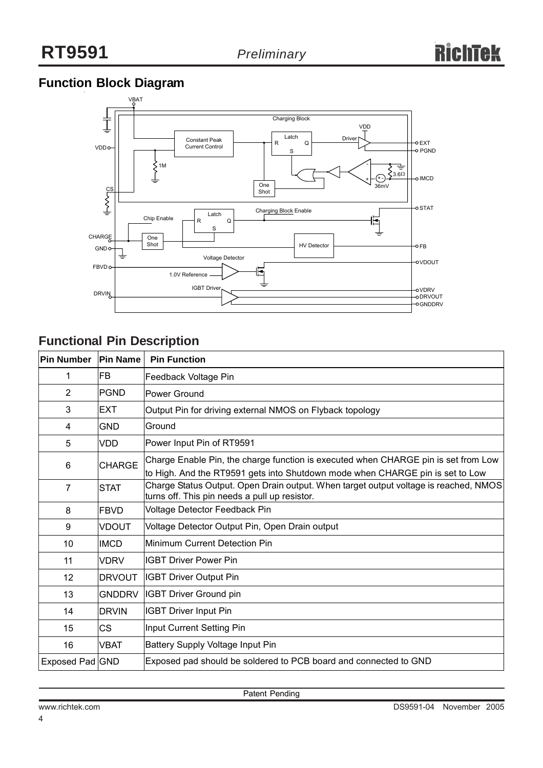## Function Block Diagram

## Functional Pin Description

| Pin Number | Pin Name | Pin Function |
|---|---|---|
| 1 | FB | Feedback Voltage Pin |
| 2 | PGND | Power Ground |
| 3 | EXT | Output Pin for driving external NMOS on Flyback topology |
| 4 | GND | Ground |
| 5 | VDD | Power Input Pin of RT9591 |
| 6 | CHARGE | Charge Enable Pin, the charge function is executed when CHARGE pin is set from Low to High. And the RT9591 gets into Shutdown mode when CHARGE pin is set to Low |
| 7 | STAT | Charge Status Output. Open Drain output. When target output voltage is reached, NMOS turns off. This pin needs a pull up resistor. |
| 8 | FBVD | Voltage Detector Feedback Pin |
| 9 | VDOUT | Voltage Detector Output Pin, Open Drain output |
| 10 | IMCD | Minimum Current Detection Pin |
| 11 | VDRV | IGBT Driver Power Pin |
| 12 | DRVOUT | IGBT Driver Output Pin |
| 13 | GNDDRV | IGBT Driver Ground pin |
| 14 | DRVIN | IGBT Driver Input Pin |
| 15 | CS | Input Current Setting Pin |
| 16 | VBAT | Battery Supply Voltage Input Pin |
| Exposed Pad | GND | Exposed pad should be soldered to PCB board and connected to GND |

Patent Pending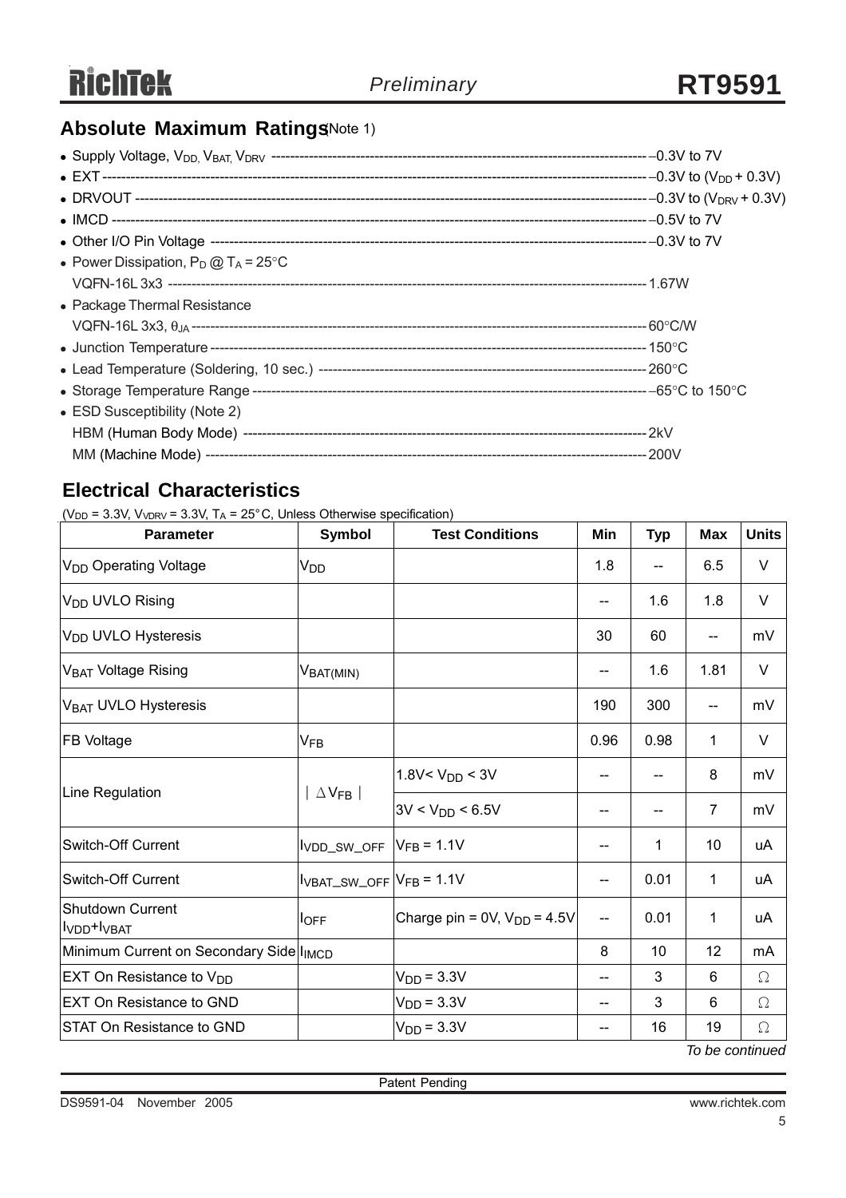## Absolute Maximum Ratings (Note 1)

- Supply Voltage, $V_{DD}$, $V_{BAT}$, $V_{DRV}$ -------------------------------------------------------------------------------- −0.3V to 7V
- EXT ------------------------------------------------------------------------------------------------------------ −0.3V to ($V_{DD}$ + 0.3V)
- DRVOUT --------------------------------------------------------------------------------------------------------- −0.3V to ($V_{DRV}$ + 0.3V)
- IMCD ----------------------------------------------------------------------------------------------------------- −0.5V to 7V
- Other I/O Pin Voltage ---------------------------------------------------------------------------------------- −0.3V to 7V
- Power Dissipation, $P_D$ @ $T_A$ = 25°C
  VQFN-16L 3x3 ---------------------------------------------------------------------------------------------- 1.67W
- Package Thermal Resistance
  VQFN-16L 3x3, $\theta_{JA}$ ------------------------------------------------------------------------------------- 60°C/W
- Junction Temperature ---------------------------------------------------------------------------------------- 150°C
- Lead Temperature (Soldering, 10 sec.) ------------------------------------------------------------------- 260°C
- Storage Temperature Range ------------------------------------------------------------------------------- −65°C to 150°C
- ESD Susceptibility (Note 2)
  HBM (Human Body Mode) ----------------------------------------------------------------------------------- 2kV
  MM (Machine Mode) -------------------------------------------------------------------------------------------- 200V

## Electrical Characteristics

($V_{DD}$ = 3.3V, $V_{VDRV}$ = 3.3V, $T_A$ = 25°C, Unless Otherwise specification)

| Parameter | Symbol | Test Conditions | Min | Typ | Max | Units |
|---|---|---|---|---|---|---|
| $V_{DD}$ Operating Voltage | $V_{DD}$ | | 1.8 | -- | 6.5 | V |
| $V_{DD}$ UVLO Rising | | | -- | 1.6 | 1.8 | V |
| $V_{DD}$ UVLO Hysteresis | | | 30 | 60 | -- | mV |
| $V_{BAT}$ Voltage Rising | $V_{BAT(MIN)}$ | | -- | 1.6 | 1.81 | V |
| $V_{BAT}$ UVLO Hysteresis | | | 190 | 300 | -- | mV |
| FB Voltage | $V_{FB}$ | | 0.96 | 0.98 | 1 | V |
| Line Regulation | $\lvert \Delta V_{FB} \rvert$ | 1.8V< $V_{DD}$ < 3V | -- | -- | 8 | mV |
| | | 3V < $V_{DD}$ < 6.5V | -- | -- | 7 | mV |
| Switch-Off Current | $I_{VDD\_SW\_OFF}$ | $V_{FB}$ = 1.1V | -- | 1 | 10 | uA |
| Switch-Off Current | $I_{VBAT\_SW\_OFF}$ | $V_{FB}$ = 1.1V | -- | 0.01 | 1 | uA |
| Shutdown Current $I_{VDD}$+$I_{VBAT}$ | $I_{OFF}$ | Charge pin = 0V, $V_{DD}$ = 4.5V | -- | 0.01 | 1 | uA |
| Minimum Current on Secondary Side | $I_{IMCD}$ | | 8 | 10 | 12 | mA |
| EXT On Resistance to $V_{DD}$ | | $V_{DD}$ = 3.3V | -- | 3 | 6 | Ω |
| EXT On Resistance to GND | | $V_{DD}$ = 3.3V | -- | 3 | 6 | Ω |
| STAT On Resistance to GND | | $V_{DD}$ = 3.3V | -- | 16 | 19 | Ω |

*To be continued*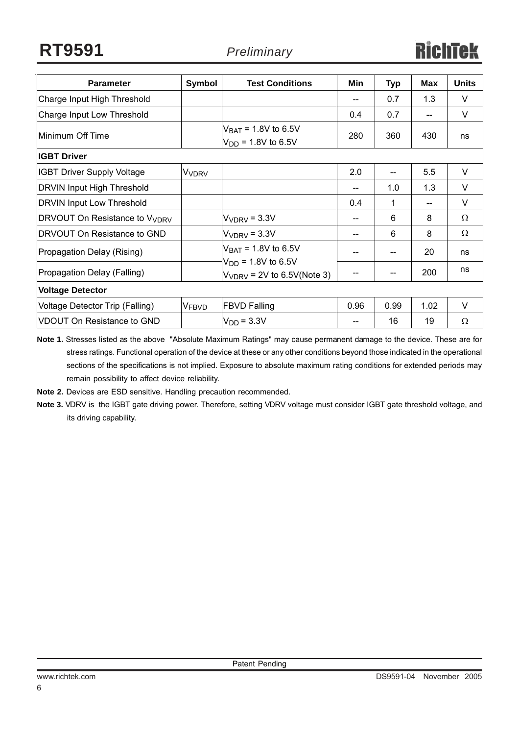| Parameter | Symbol | Test Conditions | Min | Typ | Max | Units |
|---|---|---|---|---|---|---|
| Charge Input High Threshold | | | -- | 0.7 | 1.3 | V |
| Charge Input Low Threshold | | | 0.4 | 0.7 | -- | V |
| Minimum Off Time | | $V_{BAT}$ = 1.8V to 6.5V<br>$V_{DD}$ = 1.8V to 6.5V | 280 | 360 | 430 | ns |
| **IGBT Driver** | | | | | | |
| IGBT Driver Supply Voltage | $V_{VDRV}$ | | 2.0 | -- | 5.5 | V |
| DRVIN Input High Threshold | | | -- | 1.0 | 1.3 | V |
| DRVIN Input Low Threshold | | | 0.4 | 1 | -- | V |
| DRVOUT On Resistance to $V_{VDRV}$ | | $V_{VDRV}$ = 3.3V | -- | 6 | 8 | Ω |
| DRVOUT On Resistance to GND | | $V_{VDRV}$ = 3.3V | -- | 6 | 8 | Ω |
| Propagation Delay (Rising) | | $V_{BAT}$ = 1.8V to 6.5V<br>$V_{DD}$ = 1.8V to 6.5V<br>$V_{VDRV}$ = 2V to 6.5V(Note 3) | -- | -- | 20 | ns |
| Propagation Delay (Falling) | | | -- | -- | 200 | ns |
| **Voltage Detector** | | | | | | |
| Voltage Detector Trip (Falling) | $V_{FBVD}$ | FBVD Falling | 0.96 | 0.99 | 1.02 | V |
| VDOUT On Resistance to GND | | $V_{DD}$ = 3.3V | -- | 16 | 19 | Ω |

**Note 1.** Stresses listed as the above "Absolute Maximum Ratings" may cause permanent damage to the device. These are for stress ratings. Functional operation of the device at these or any other conditions beyond those indicated in the operational sections of the specifications is not implied. Exposure to absolute maximum rating conditions for extended periods may remain possibility to affect device reliability.

**Note 2.** Devices are ESD sensitive. Handling precaution recommended.

**Note 3.** VDRV is the IGBT gate driving power. Therefore, setting VDRV voltage must consider IGBT gate threshold voltage, and its driving capability.

Patent Pending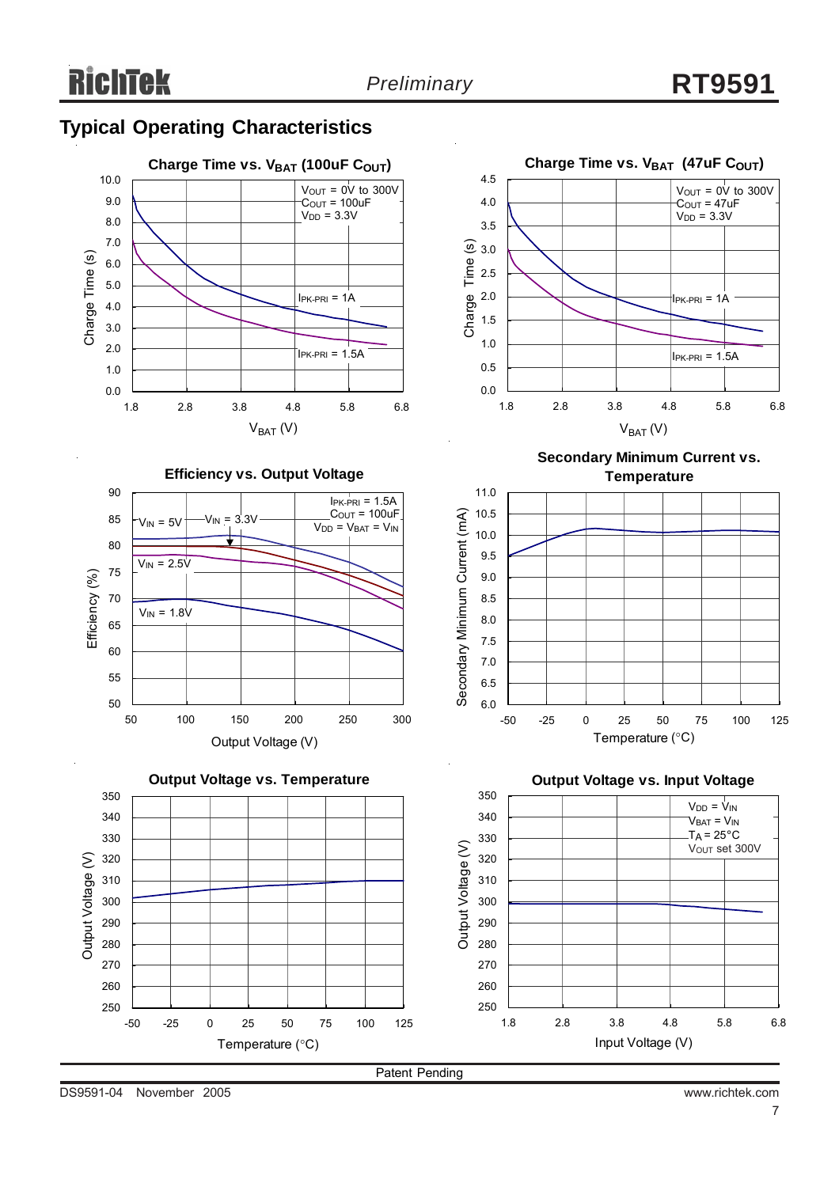## Typical Operating Characteristics

**Charge Time vs. $V_{BAT}$ (100uF $C_{OUT}$)**

$V_{OUT}$ = 0V to 300V
$C_{OUT}$ = 100uF
$V_{DD}$ = 3.3V

$I_{PK-PRI}$ = 1A
$I_{PK-PRI}$ = 1.5A

Charge Time (s) vs. $V_{BAT}$ (V)

**Charge Time vs. $V_{BAT}$ (47uF $C_{OUT}$)**

$V_{OUT}$ = 0V to 300V
$C_{OUT}$ = 47uF
$V_{DD}$ = 3.3V

$I_{PK-PRI}$ = 1A
$I_{PK-PRI}$ = 1.5A

Charge Time (s) vs. $V_{BAT}$ (V)

**Efficiency vs. Output Voltage**

$I_{PK-PRI}$ = 1.5A
$C_{OUT}$ = 100uF
$V_{DD}$ = $V_{BAT}$ = $V_{IN}$

$V_{IN}$ = 5V, $V_{IN}$ = 3.3V, $V_{IN}$ = 2.5V, $V_{IN}$ = 1.8V

Efficiency (%) vs. Output Voltage (V)

**Secondary Minimum Current vs. Temperature**

Secondary Minimum Current (mA) vs. Temperature (°C)

**Output Voltage vs. Temperature**

Output Voltage (V) vs. Temperature (°C)

**Output Voltage vs. Input Voltage**

$V_{DD}$ = $V_{IN}$
$V_{BAT}$ = $V_{IN}$
$T_A$ = 25°C
$V_{OUT}$ set 300V

Output Voltage (V) vs. Input Voltage (V)

Patent Pending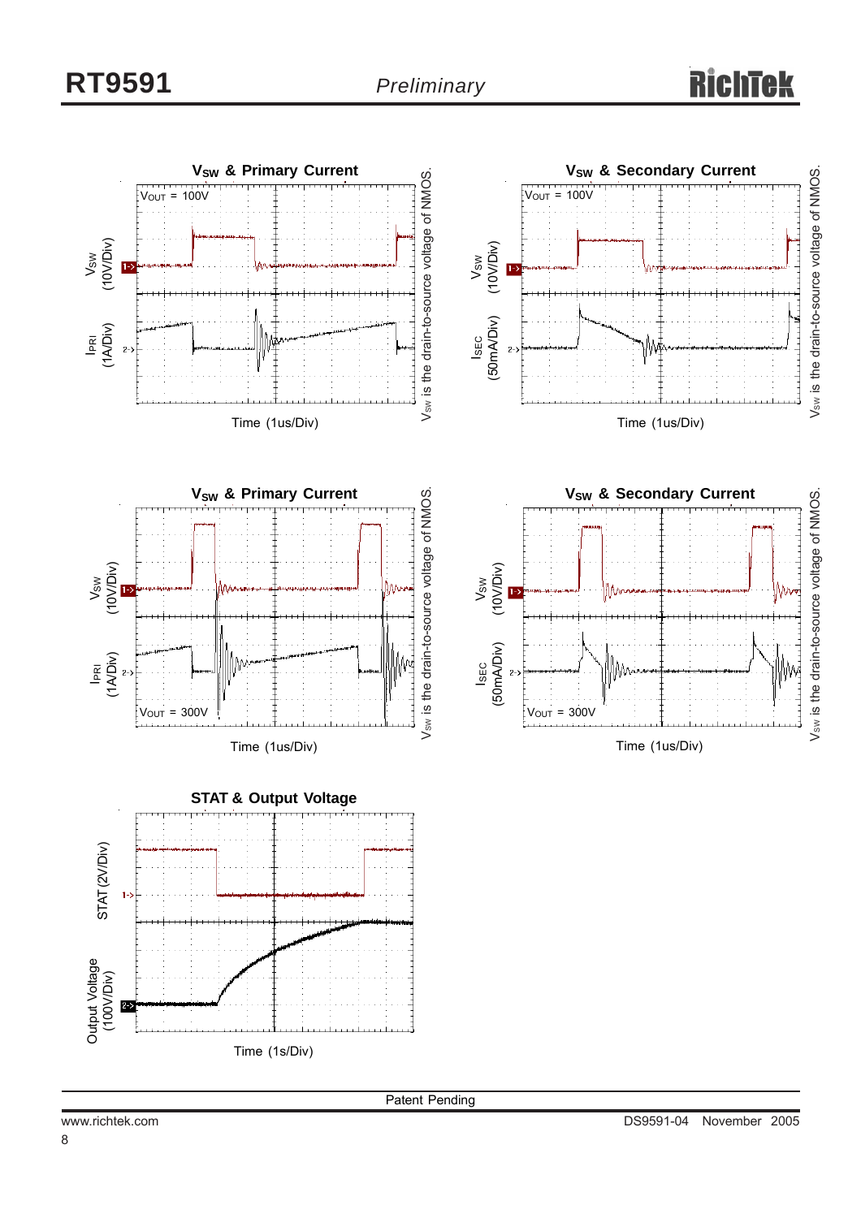**$V_{SW}$ & Primary Current**

$V_{OUT}$ = 100V

$V_{SW}$ (10V/Div)

$I_{PRI}$ (1A/Div)

Time (1us/Div)

$V_{SW}$ is the drain-to-source voltage of NMOS.

**$V_{SW}$ & Secondary Current**

$V_{OUT}$ = 100V

$V_{SW}$ (10V/Div)

$I_{SEC}$ (50mA/Div)

Time (1us/Div)

$V_{SW}$ is the drain-to-source voltage of NMOS.

**$V_{SW}$ & Primary Current**

$V_{SW}$ (10V/Div)

$I_{PRI}$ (1A/Div)

$V_{OUT}$ = 300V

Time (1us/Div)

$V_{SW}$ is the drain-to-source voltage of NMOS.

**$V_{SW}$ & Secondary Current**

$V_{SW}$ (10V/Div)

$I_{SEC}$ (50mA/Div)

$V_{OUT}$ = 300V

Time (1us/Div)

$V_{SW}$ is the drain-to-source voltage of NMOS.

**STAT & Output Voltage**

STAT (2V/Div)

Output Voltage (100V/Div)

Time (1s/Div)

Patent Pending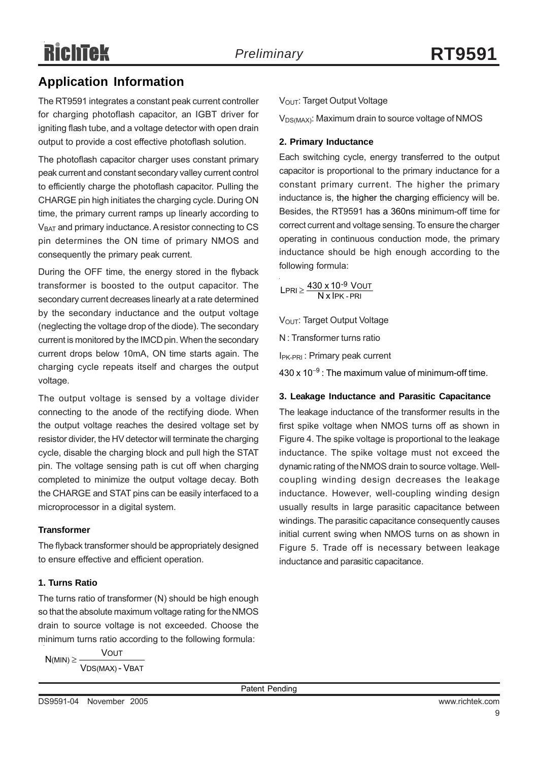## Application Information

The RT9591 integrates a constant peak current controller for charging photoflash capacitor, an IGBT driver for igniting flash tube, and a voltage detector with open drain output to provide a cost effective photoflash solution.

The photoflash capacitor charger uses constant primary peak current and constant secondary valley current control to efficiently charge the photoflash capacitor. Pulling the CHARGE pin high initiates the charging cycle. During ON time, the primary current ramps up linearly according to $V_{BAT}$ and primary inductance. A resistor connecting to CS pin determines the ON time of primary NMOS and consequently the primary peak current.

During the OFF time, the energy stored in the flyback transformer is boosted to the output capacitor. The secondary current decreases linearly at a rate determined by the secondary inductance and the output voltage (neglecting the voltage drop of the diode). The secondary current is monitored by the IMCD pin. When the secondary current drops below 10mA, ON time starts again. The charging cycle repeats itself and charges the output voltage.

The output voltage is sensed by a voltage divider connecting to the anode of the rectifying diode. When the output voltage reaches the desired voltage set by resistor divider, the HV detector will terminate the charging cycle, disable the charging block and pull high the STAT pin. The voltage sensing path is cut off when charging completed to minimize the output voltage decay. Both the CHARGE and STAT pins can be easily interfaced to a microprocessor in a digital system.

#### Transformer

The flyback transformer should be appropriately designed to ensure effective and efficient operation.

#### 1. Turns Ratio

The turns ratio of transformer (N) should be high enough so that the absolute maximum voltage rating for the NMOS drain to source voltage is not exceeded. Choose the minimum turns ratio according to the following formula:

$$N_{(MIN)} \geq \frac{V_{OUT}}{V_{DS(MAX)} - V_{BAT}}$$

$V_{OUT}$: Target Output Voltage

$V_{DS(MAX)}$: Maximum drain to source voltage of NMOS

#### 2. Primary Inductance

Each switching cycle, energy transferred to the output capacitor is proportional to the primary inductance for a constant primary current. The higher the primary inductance is, the higher the charging efficiency will be. Besides, the RT9591 has a 360ns minimum-off time for correct current and voltage sensing. To ensure the charger operating in continuous conduction mode, the primary inductance should be high enough according to the following formula:

$$L_{PRI} \geq \frac{430 \times 10^{-9}\ V_{OUT}}{N \times I_{PK-PRI}}$$

$V_{OUT}$: Target Output Voltage

N : Transformer turns ratio

$I_{PK-PRI}$ : Primary peak current

$430 \times 10^{-9}$ : The maximum value of minimum-off time.

#### 3. Leakage Inductance and Parasitic Capacitance

The leakage inductance of the transformer results in the first spike voltage when NMOS turns off as shown in Figure 4. The spike voltage is proportional to the leakage inductance. The spike voltage must not exceed the dynamic rating of the NMOS drain to source voltage. Well-coupling winding design decreases the leakage inductance. However, well-coupling winding design usually results in large parasitic capacitance between windings. The parasitic capacitance consequently causes initial current swing when NMOS turns on as shown in Figure 5. Trade off is necessary between leakage inductance and parasitic capacitance.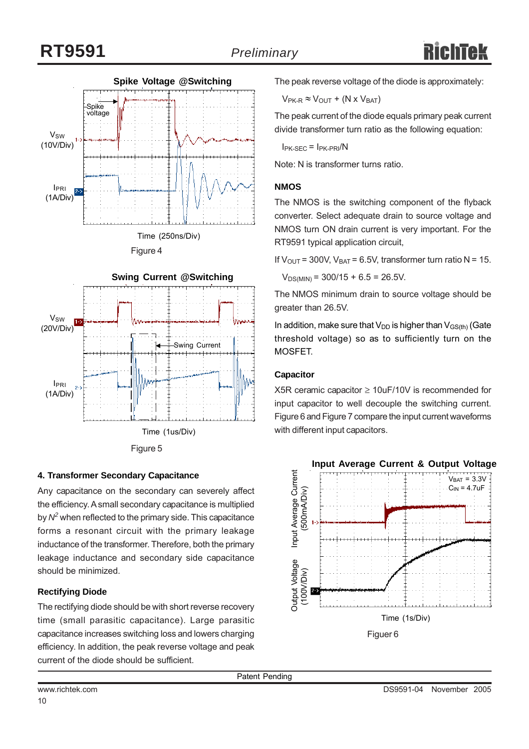**Spike Voltage @Switching**

Figure 4

**Swing Current @Switching**

Figure 5

### 4. Transformer Secondary Capacitance

Any capacitance on the secondary can severely affect the efficiency. A small secondary capacitance is multiplied by $N^2$ when reflected to the primary side. This capacitance forms a resonant circuit with the primary leakage inductance of the transformer. Therefore, both the primary leakage inductance and secondary side capacitance should be minimized.

### Rectifying Diode

The rectifying diode should be with short reverse recovery time (small parasitic capacitance). Large parasitic capacitance increases switching loss and lowers charging efficiency. In addition, the peak reverse voltage and peak current of the diode should be sufficient.

The peak reverse voltage of the diode is approximately:

$$V_{PK\text{-}R} \approx V_{OUT} + (N \times V_{BAT})$$

The peak current of the diode equals primary peak current divide transformer turn ratio as the following equation:

$$I_{PK\text{-}SEC} = I_{PK\text{-}PRI}/N$$

Note: N is transformer turns ratio.

### NMOS

The NMOS is the switching component of the flyback converter. Select adequate drain to source voltage and NMOS turn ON drain current is very important. For the RT9591 typical application circuit,

If $V_{OUT}$ = 300V, $V_{BAT}$ = 6.5V, transformer turn ratio N = 15.

$$V_{DS(MIN)} = 300/15 + 6.5 = 26.5V.$$

The NMOS minimum drain to source voltage should be greater than 26.5V.

In addition, make sure that $V_{DD}$ is higher than $V_{GS(th)}$ (Gate threshold voltage) so as to sufficiently turn on the MOSFET.

### Capacitor

X5R ceramic capacitor ≥ 10uF/10V is recommended for input capacitor to well decouple the switching current. Figure 6 and Figure 7 compare the input current waveforms with different input capacitors.

**Input Average Current & Output Voltage**

Figuer 6

Patent Pending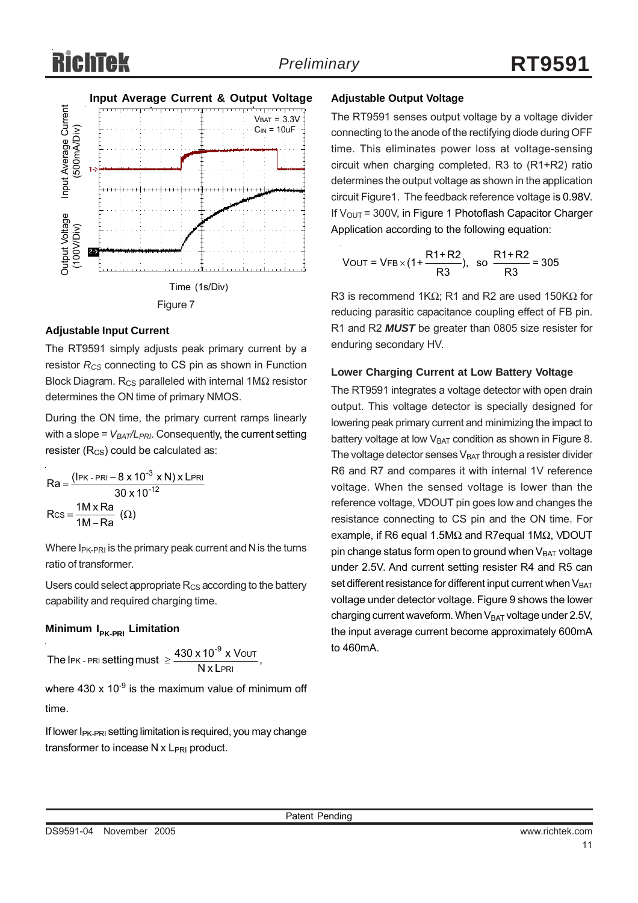**Input Average Current & Output Voltage**

Input Average Current (500mA/Div)

Output Voltage (100V/Div)

$V_{BAT}$ = 3.3V
$C_{IN}$ = 10uF

Time (1s/Div)

Figure 7

### Adjustable Input Current

The RT9591 simply adjusts peak primary current by a resistor $R_{CS}$ connecting to CS pin as shown in Function Block Diagram. $R_{CS}$ paralleled with internal 1MΩ resistor determines the ON time of primary NMOS.

During the ON time, the primary current ramps linearly with a slope = $V_{BAT}/L_{PRI}$. Consequently, the current setting resister ($R_{CS}$) could be calculated as:

$$Ra = \frac{(I_{PK-PRI} - 8 \times 10^{-3} \times N) \times L_{PRI}}{30 \times 10^{-12}}$$

$$R_{CS} = \frac{1M \times Ra}{1M - Ra} \ (\Omega)$$

Where $I_{PK-PRI}$ is the primary peak current and N is the turns ratio of transformer.

Users could select appropriate $R_{CS}$ according to the battery capability and required charging time.

### Minimum $I_{PK-PRI}$ Limitation

The $I_{PK-PRI}$ setting must $\geq \dfrac{430 \times 10^{-9} \times V_{OUT}}{N \times L_{PRI}}$,

where 430 x $10^{-9}$ is the maximum value of minimum off time.

If lower $I_{PK-PRI}$ setting limitation is required, you may change transformer to incease N x $L_{PRI}$ product.

### Adjustable Output Voltage

The RT9591 senses output voltage by a voltage divider connecting to the anode of the rectifying diode during OFF time. This eliminates power loss at voltage-sensing circuit when charging completed. R3 to (R1+R2) ratio determines the output voltage as shown in the application circuit Figure1. The feedback reference voltage is 0.98V. If $V_{OUT}$ = 300V, in Figure 1 Photoflash Capacitor Charger Application according to the following equation:

$$V_{OUT} = V_{FB} \times (1 + \frac{R1+R2}{R3}), \ \text{so} \ \frac{R1+R2}{R3} = 305$$

R3 is recommend 1KΩ; R1 and R2 are used 150KΩ for reducing parasitic capacitance coupling effect of FB pin. R1 and R2 ***MUST*** be greater than 0805 size resister for enduring secondary HV.

### Lower Charging Current at Low Battery Voltage

The RT9591 integrates a voltage detector with open drain output. This voltage detector is specially designed for lowering peak primary current and minimizing the impact to battery voltage at low $V_{BAT}$ condition as shown in Figure 8. The voltage detector senses $V_{BAT}$ through a resister divider R6 and R7 and compares it with internal 1V reference voltage. When the sensed voltage is lower than the reference voltage, VDOUT pin goes low and changes the resistance connecting to CS pin and the ON time. For example, if R6 equal 1.5MΩ and R7equal 1MΩ, VDOUT pin change status form open to ground when $V_{BAT}$ voltage under 2.5V. And current setting resister R4 and R5 can set different resistance for different input current when $V_{BAT}$ voltage under detector voltage. Figure 9 shows the lower charging current waveform. When $V_{BAT}$ voltage under 2.5V, the input average current become approximately 600mA to 460mA.

Patent Pending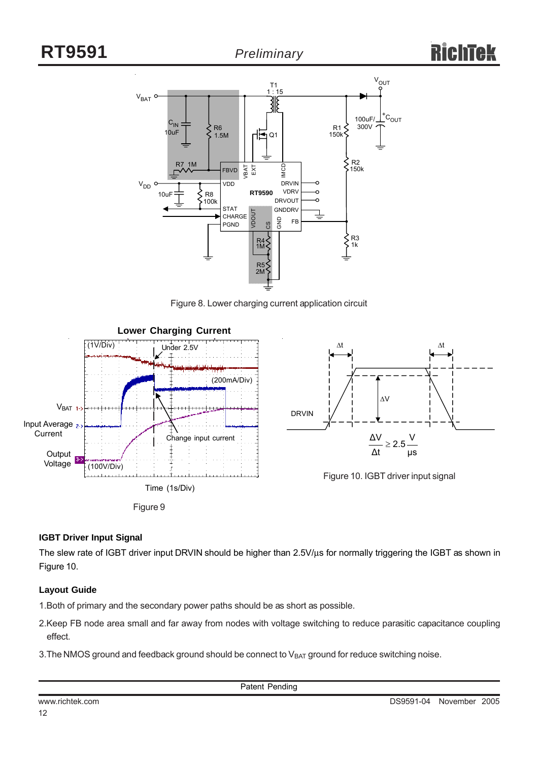Figure 8. Lower charging current application circuit

Figure 9

Figure 10. IGBT driver input signal

$$\frac{\Delta V}{\Delta t} \geq 2.5\frac{V}{\mu s}$$

### IGBT Driver Input Signal

The slew rate of IGBT driver input DRVIN should be higher than 2.5V/μs for normally triggering the IGBT as shown in Figure 10.

### Layout Guide

1. Both of primary and the secondary power paths should be as short as possible.
2. Keep FB node area small and far away from nodes with voltage switching to reduce parasitic capacitance coupling effect.
3. The NMOS ground and feedback ground should be connect to $V_{BAT}$ ground for reduce switching noise.

Patent Pending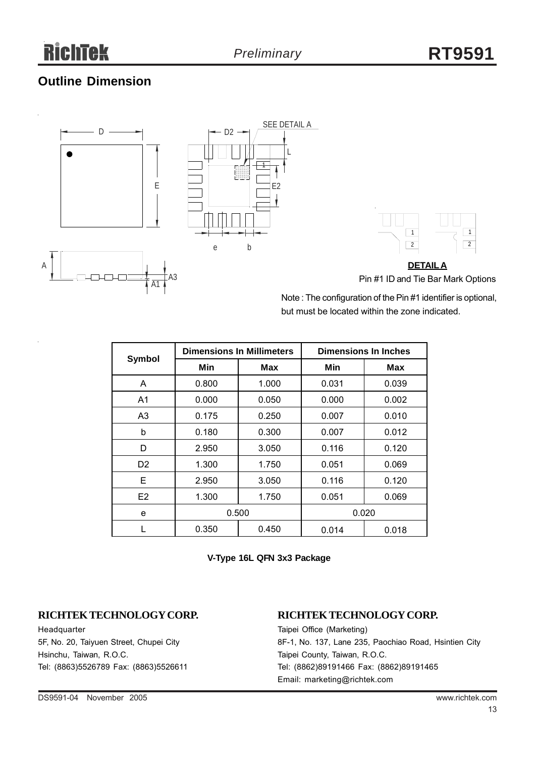## Outline Dimension

D
E
D2
SEE DETAIL A
L
E2
e
b
A
A3
A1

**DETAIL A**

Pin #1 ID and Tie Bar Mark Options

Note : The configuration of the Pin #1 identifier is optional, but must be located within the zone indicated.

| Symbol | Dimensions In Millimeters | | Dimensions In Inches | |
|---|---|---|---|---|
| | Min | Max | Min | Max |
| A | 0.800 | 1.000 | 0.031 | 0.039 |
| A1 | 0.000 | 0.050 | 0.000 | 0.002 |
| A3 | 0.175 | 0.250 | 0.007 | 0.010 |
| b | 0.180 | 0.300 | 0.007 | 0.012 |
| D | 2.950 | 3.050 | 0.116 | 0.120 |
| D2 | 1.300 | 1.750 | 0.051 | 0.069 |
| E | 2.950 | 3.050 | 0.116 | 0.120 |
| E2 | 1.300 | 1.750 | 0.051 | 0.069 |
| e | 0.500 | | 0.020 | |
| L | 0.350 | 0.450 | 0.014 | 0.018 |

**V-Type 16L QFN 3x3 Package**

**RICHTEK TECHNOLOGY CORP.**

Headquarter
5F, No. 20, Taiyuen Street, Chupei City
Hsinchu, Taiwan, R.O.C.
Tel: (8863)5526789 Fax: (8863)5526611

**RICHTEK TECHNOLOGY CORP.**

Taipei Office (Marketing)
8F-1, No. 137, Lane 235, Paochiao Road, Hsintien City
Taipei County, Taiwan, R.O.C.
Tel: (8862)89191466 Fax: (8862)89191465
Email: marketing@richtek.com